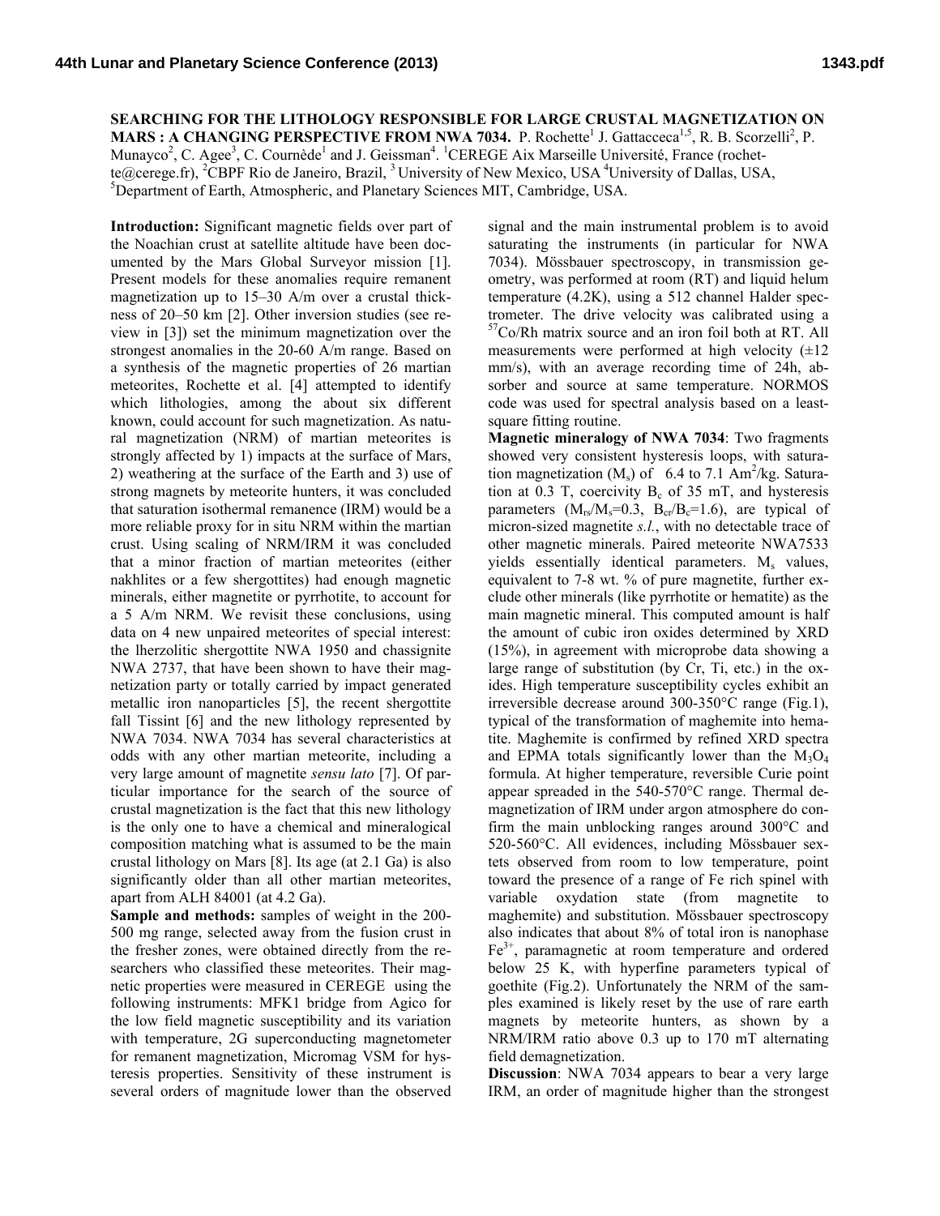# SEARCHING FOR THE LITHOLOGY RESPONSIBLE FOR LARGE CRUSTAL MAGNETIZATION ON MARS : A CHANGING PERSPECTIVE FROM NWA 7034.

P. Rochette[1] J. Gattacceca[1,5], R. B. Scorzelli[2], P. Munayco[2], C. Agee[3], C. Cournède[1] and J. Geissman[4]. [1]CEREGE Aix Marseille Université, France (rochette@cerege.fr), [2]CBPF Rio de Janeiro, Brazil, [3] University of New Mexico, USA [4]University of Dallas, USA, [5]Department of Earth, Atmospheric, and Planetary Sciences MIT, Cambridge, USA.

**Introduction:** Significant magnetic fields over part of the Noachian crust at satellite altitude have been documented by the Mars Global Surveyor mission [1]. Present models for these anomalies require remanent magnetization up to 15–30 A/m over a crustal thickness of 20–50 km [2]. Other inversion studies (see review in [3]) set the minimum magnetization over the strongest anomalies in the 20-60 A/m range. Based on a synthesis of the magnetic properties of 26 martian meteorites, Rochette et al. [4] attempted to identify which lithologies, among the about six different known, could account for such magnetization. As natural magnetization (NRM) of martian meteorites is strongly affected by 1) impacts at the surface of Mars, 2) weathering at the surface of the Earth and 3) use of strong magnets by meteorite hunters, it was concluded that saturation isothermal remanence (IRM) would be a more reliable proxy for in situ NRM within the martian crust. Using scaling of NRM/IRM it was concluded that a minor fraction of martian meteorites (either nakhlites or a few shergottites) had enough magnetic minerals, either magnetite or pyrrhotite, to account for a 5 A/m NRM. We revisit these conclusions, using data on 4 new unpaired meteorites of special interest: the lherzolitic shergottite NWA 1950 and chassignite NWA 2737, that have been shown to have their magnetization party or totally carried by impact generated metallic iron nanoparticles [5], the recent shergottite fall Tissint [6] and the new lithology represented by NWA 7034. NWA 7034 has several characteristics at odds with any other martian meteorite, including a very large amount of magnetite *sensu lato* [7]. Of particular importance for the search of the source of crustal magnetization is the fact that this new lithology is the only one to have a chemical and mineralogical composition matching what is assumed to be the main crustal lithology on Mars [8]. Its age (at 2.1 Ga) is also significantly older than all other martian meteorites, apart from ALH 84001 (at 4.2 Ga).

**Sample and methods:** samples of weight in the 200-500 mg range, selected away from the fusion crust in the fresher zones, were obtained directly from the researchers who classified these meteorites. Their magnetic properties were measured in CEREGE using the following instruments: MFK1 bridge from Agico for the low field magnetic susceptibility and its variation with temperature, 2G superconducting magnetometer for remanent magnetization, Micromag VSM for hysteresis properties. Sensitivity of these instrument is several orders of magnitude lower than the observed signal and the main instrumental problem is to avoid saturating the instruments (in particular for NWA 7034). Mössbauer spectroscopy, in transmission geometry, was performed at room (RT) and liquid helum temperature (4.2K), using a 512 channel Halder spectrometer. The drive velocity was calibrated using a $^{57}$Co/Rh matrix source and an iron foil both at RT. All measurements were performed at high velocity (±12 mm/s), with an average recording time of 24h, absorber and source at same temperature. NORMOS code was used for spectral analysis based on a least-square fitting routine.

**Magnetic mineralogy of NWA 7034**: Two fragments showed very consistent hysteresis loops, with saturation magnetization ($M_s$) of 6.4 to 7.1 $Am^2$/kg. Saturation at 0.3 T, coercivity $B_c$ of 35 mT, and hysteresis parameters ($M_{rs}/M_s$=0.3, $B_{cr}/B_c$=1.6), are typical of micron-sized magnetite *s.l.*, with no detectable trace of other magnetic minerals. Paired meteorite NWA7533 yields essentially identical parameters. $M_s$ values, equivalent to 7-8 wt. % of pure magnetite, further exclude other minerals (like pyrrhotite or hematite) as the main magnetic mineral. This computed amount is half the amount of cubic iron oxides determined by XRD (15%), in agreement with microprobe data showing a large range of substitution (by Cr, Ti, etc.) in the oxides. High temperature susceptibility cycles exhibit an irreversible decrease around 300-350°C range (Fig.1), typical of the transformation of maghemite into hematite. Maghemite is confirmed by refined XRD spectra and EPMA totals significantly lower than the $M_3O_4$ formula. At higher temperature, reversible Curie point appear spreaded in the 540-570°C range. Thermal demagnetization of IRM under argon atmosphere do confirm the main unblocking ranges around 300°C and 520-560°C. All evidences, including Mössbauer sextets observed from room to low temperature, point toward the presence of a range of Fe rich spinel with variable oxydation state (from magnetite to maghemite) and substitution. Mössbauer spectroscopy also indicates that about 8% of total iron is nanophase $Fe^{3+}$, paramagnetic at room temperature and ordered below 25 K, with hyperfine parameters typical of goethite (Fig.2). Unfortunately the NRM of the samples examined is likely reset by the use of rare earth magnets by meteorite hunters, as shown by a NRM/IRM ratio above 0.3 up to 170 mT alternating field demagnetization.

**Discussion**: NWA 7034 appears to bear a very large IRM, an order of magnitude higher than the strongest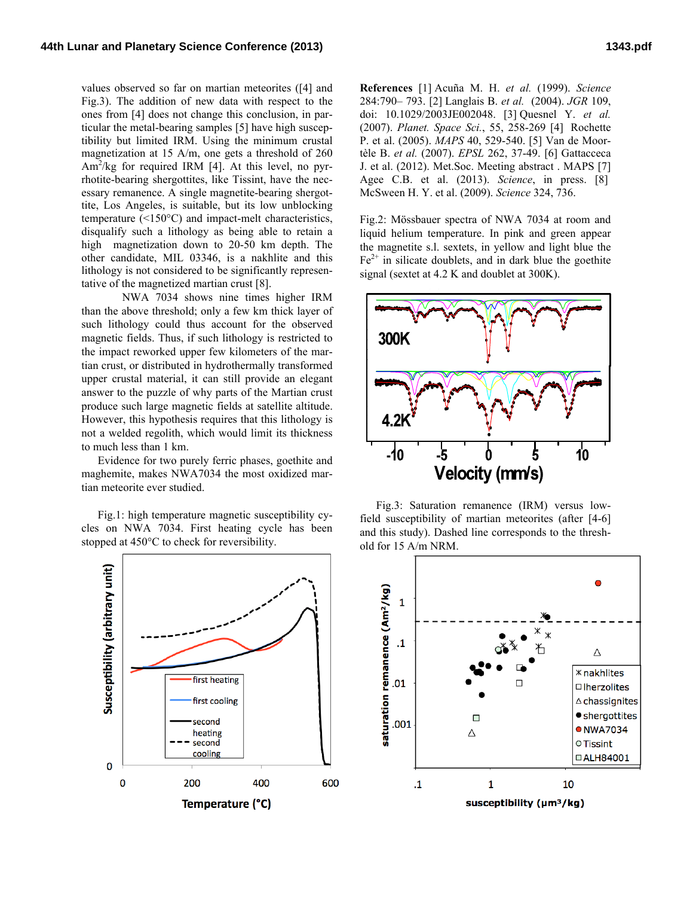values observed so far on martian meteorites ([4] and Fig.3). The addition of new data with respect to the ones from [4] does not change this conclusion, in particular the metal-bearing samples [5] have high susceptibility but limited IRM. Using the minimum crustal magnetization at 15 A/m, one gets a threshold of 260 $Am^2/kg$ for required IRM [4]. At this level, no pyrrhotite-bearing shergottites, like Tissint, have the necessary remanence. A single magnetite-bearing shergottite, Los Angeles, is suitable, but its low unblocking temperature (<150°C) and impact-melt characteristics, disqualify such a lithology as being able to retain a high magnetization down to 20-50 km depth. The other candidate, MIL 03346, is a nakhlite and this lithology is not considered to be significantly representative of the magnetized martian crust [8].

NWA 7034 shows nine times higher IRM than the above threshold; only a few km thick layer of such lithology could thus account for the observed magnetic fields. Thus, if such lithology is restricted to the impact reworked upper few kilometers of the martian crust, or distributed in hydrothermally transformed upper crustal material, it can still provide an elegant answer to the puzzle of why parts of the Martian crust produce such large magnetic fields at satellite altitude. However, this hypothesis requires that this lithology is not a welded regolith, which would limit its thickness to much less than 1 km.

Evidence for two purely ferric phases, goethite and maghemite, makes NWA7034 the most oxidized martian meteorite ever studied.

Fig.1: high temperature magnetic susceptibility cycles on NWA 7034. First heating cycle has been stopped at 450°C to check for reversibility.

Susceptibility (arbitrary unit)
0
0
200
400
600
Temperature (°C)
first heating
first cooling
second heating
second cooling

**References** [1] Acuña M. H. *et al.* (1999). *Science* 284:790– 793. [2] Langlais B. *et al.* (2004). *JGR* 109, doi: 10.1029/2003JE002048. [3] Quesnel Y. *et al.* (2007). *Planet. Space Sci.*, 55, 258-269 [4] Rochette P. et al. (2005). *MAPS* 40, 529-540. [5] Van de Moortèle B. *et al.* (2007). *EPSL* 262, 37-49. [6] Gattacceca J. et al. (2012). Met.Soc. Meeting abstract . MAPS [7] Agee C.B. et al. (2013). *Science*, in press. [8] McSween H. Y. et al. (2009). *Science* 324, 736.

Fig.2: Mössbauer spectra of NWA 7034 at room and liquid helium temperature. In pink and green appear the magnetite s.l. sextets, in yellow and light blue the $Fe^{2+}$ in silicate doublets, and in dark blue the goethite signal (sextet at 4.2 K and doublet at 300K).

300K
4.2K
-10
-5
0
5
10
Velocity (mm/s)

Fig.3: Saturation remanence (IRM) versus low-field susceptibility of martian meteorites (after [4-6] and this study). Dashed line corresponds to the threshold for 15 A/m NRM.

saturation remanence ($Am^2/kg$)
1
.1
.01
.001
.1
1
10
susceptibility ($\mu m^3/kg$)
nakhlites
lherzolites
chassignites
shergottites
NWA7034
Tissint
ALH84001